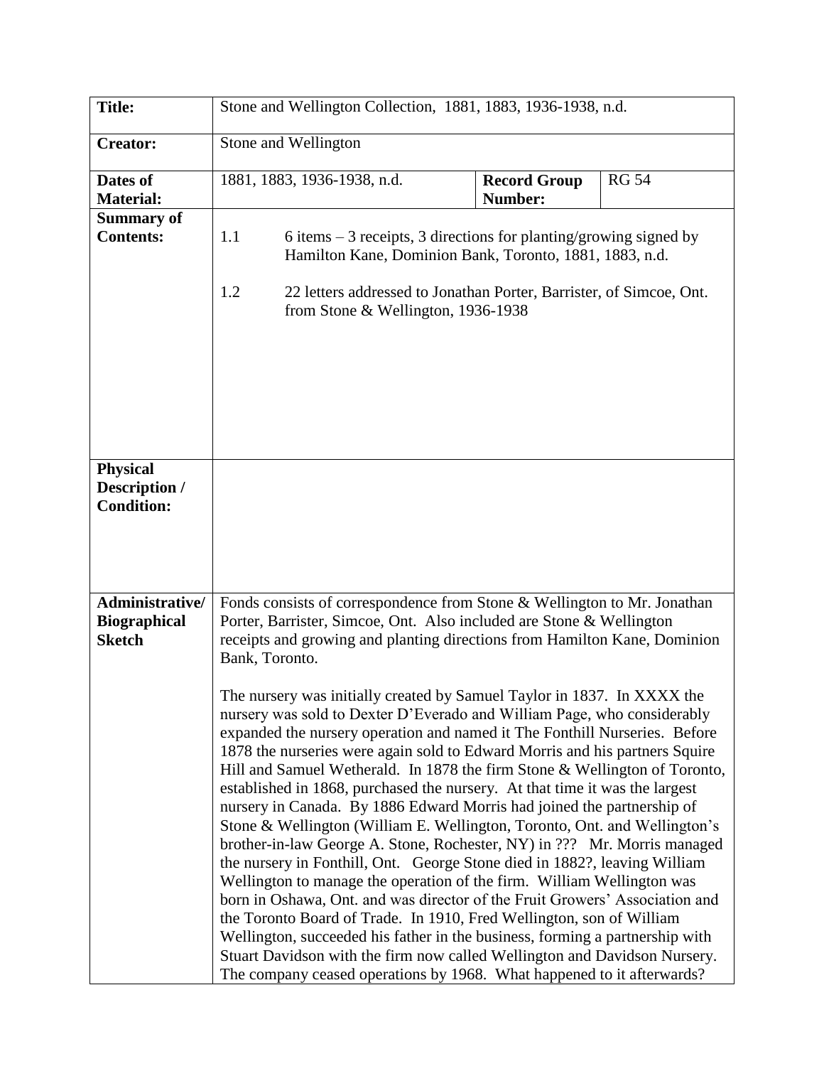| | | | |
|---|---|---|---|
| **Title:** | Stone and Wellington Collection, 1881, 1883, 1936-1938, n.d. | | |
| **Creator:** | Stone and Wellington | | |
| **Dates of Material:** | 1881, 1883, 1936-1938, n.d. | **Record Group Number:** | RG 54 |
| **Summary of Contents:** | 1.1 6 items – 3 receipts, 3 directions for planting/growing signed by Hamilton Kane, Dominion Bank, Toronto, 1881, 1883, n.d.<br><br>1.2 22 letters addressed to Jonathan Porter, Barrister, of Simcoe, Ont. from Stone & Wellington, 1936-1938 | | |
| **Physical Description / Condition:** | | | |
| **Administrative/ Biographical Sketch** | Fonds consists of correspondence from Stone & Wellington to Mr. Jonathan Porter, Barrister, Simcoe, Ont. Also included are Stone & Wellington receipts and growing and planting directions from Hamilton Kane, Dominion Bank, Toronto.<br><br>The nursery was initially created by Samuel Taylor in 1837. In XXXX the nursery was sold to Dexter D'Everado and William Page, who considerably expanded the nursery operation and named it The Fonthill Nurseries. Before 1878 the nurseries were again sold to Edward Morris and his partners Squire Hill and Samuel Wetherald. In 1878 the firm Stone & Wellington of Toronto, established in 1868, purchased the nursery. At that time it was the largest nursery in Canada. By 1886 Edward Morris had joined the partnership of Stone & Wellington (William E. Wellington, Toronto, Ont. and Wellington's brother-in-law George A. Stone, Rochester, NY) in ??? Mr. Morris managed the nursery in Fonthill, Ont. George Stone died in 1882?, leaving William Wellington to manage the operation of the firm. William Wellington was born in Oshawa, Ont. and was director of the Fruit Growers' Association and the Toronto Board of Trade. In 1910, Fred Wellington, son of William Wellington, succeeded his father in the business, forming a partnership with Stuart Davidson with the firm now called Wellington and Davidson Nursery. The company ceased operations by 1968. What happened to it afterwards? | | |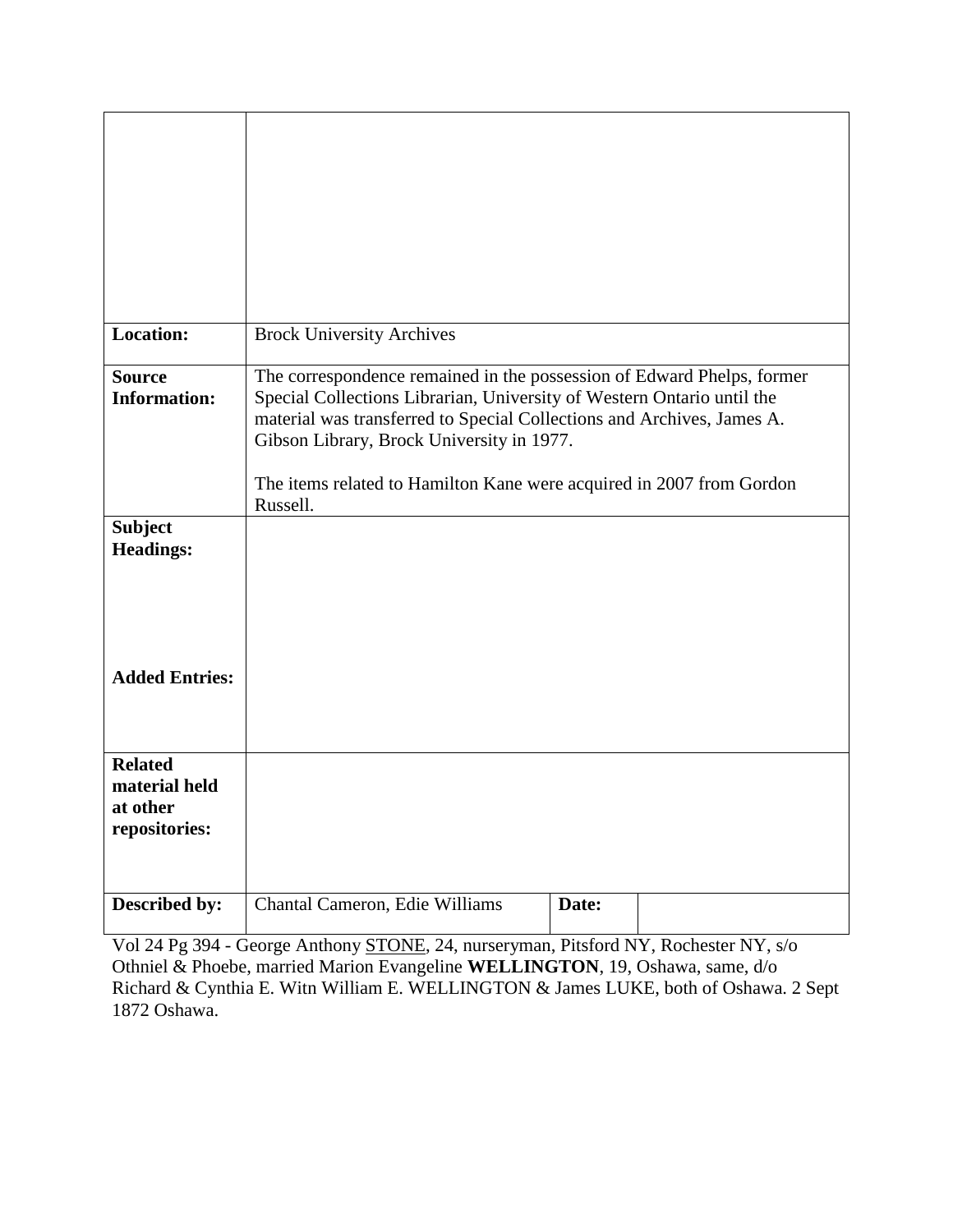| | | | |
|---|---|---|---|
| | | | |
| **Location:** | Brock University Archives | | |
| **Source Information:** | The correspondence remained in the possession of Edward Phelps, former Special Collections Librarian, University of Western Ontario until the material was transferred to Special Collections and Archives, James A. Gibson Library, Brock University in 1977.<br><br>The items related to Hamilton Kane were acquired in 2007 from Gordon Russell. | | |
| **Subject Headings:**<br><br><br><br>**Added Entries:** | | | |
| **Related material held at other repositories:** | | | |
| **Described by:** | Chantal Cameron, Edie Williams | **Date:** | |

Vol 24 Pg 394 - George Anthony STONE, 24, nurseryman, Pitsford NY, Rochester NY, s/o Othniel & Phoebe, married Marion Evangeline **WELLINGTON**, 19, Oshawa, same, d/o Richard & Cynthia E. Witn William E. WELLINGTON & James LUKE, both of Oshawa. 2 Sept 1872 Oshawa.